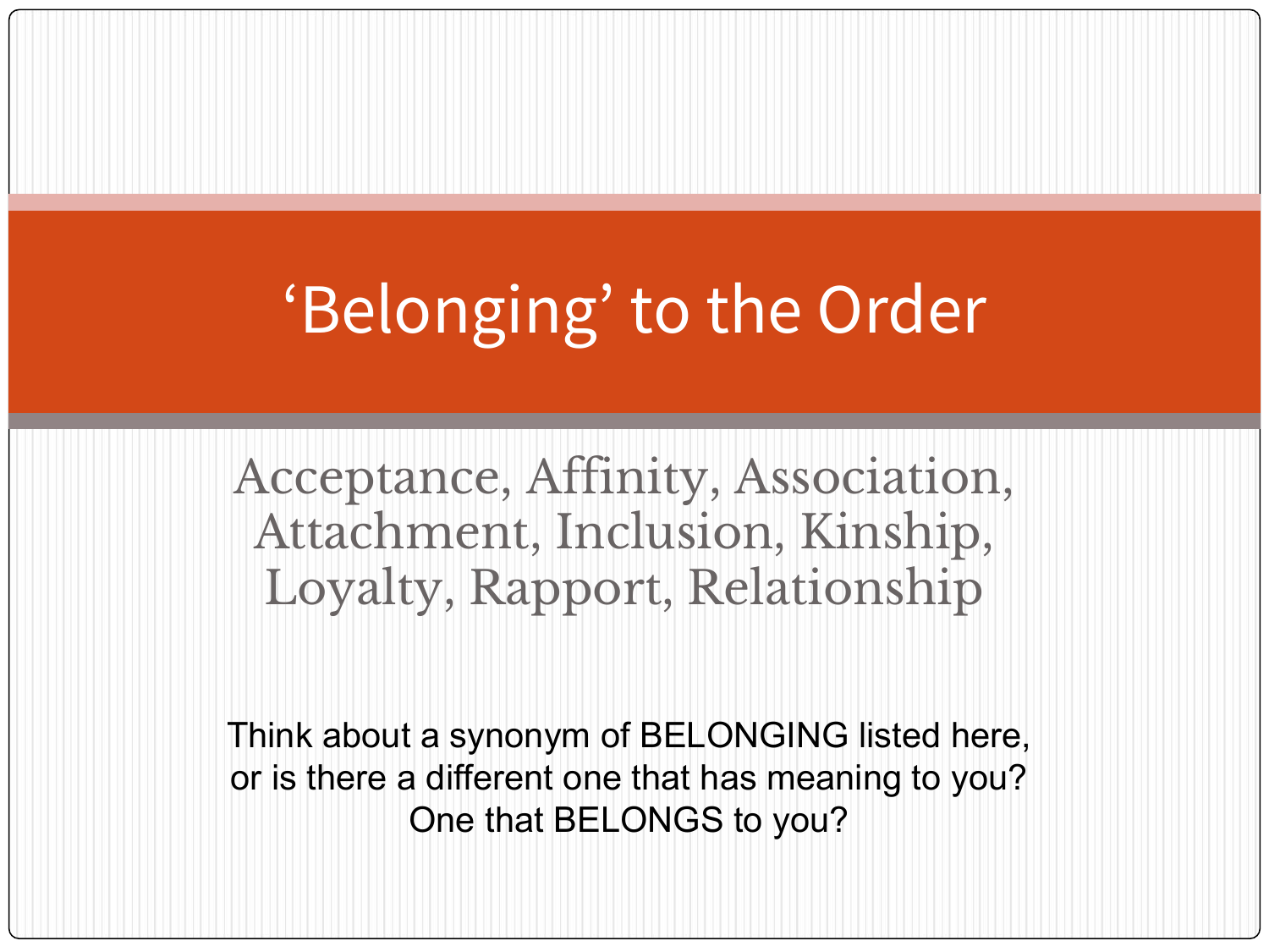# ‘Belonging’ to the Order

Acceptance, Affinity, Association, Attachment, Inclusion, Kinship, Loyalty, Rapport, Relationship

Think about a synonym of BELONGING listed here, or is there a different one that has meaning to you? One that BELONGS to you?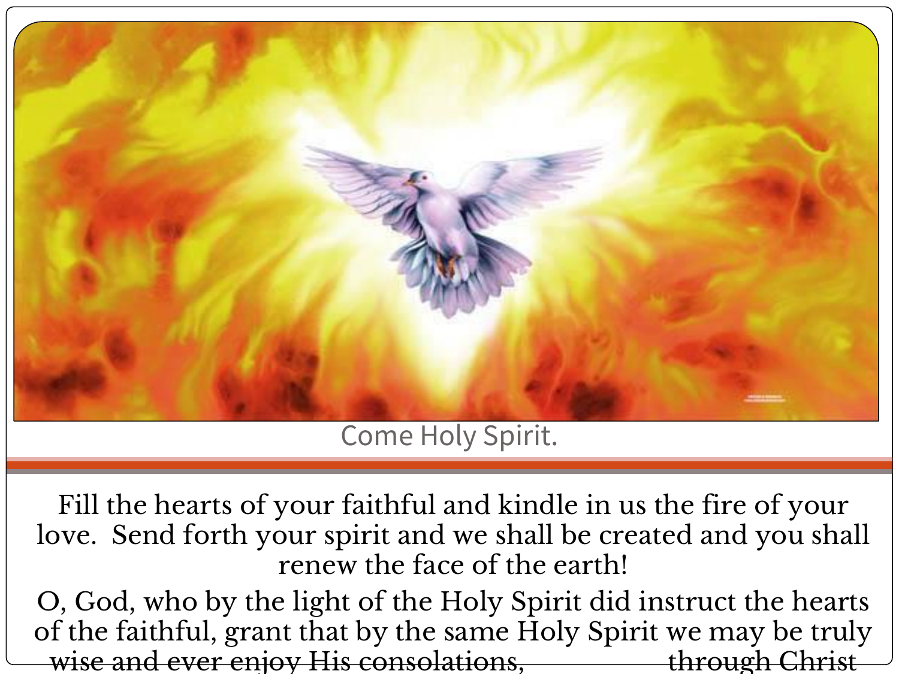Come Holy Spirit.

Fill the hearts of your faithful and kindle in us the fire of your love. Send forth your spirit and we shall be created and you shall renew the face of the earth!

O, God, who by the light of the Holy Spirit did instruct the hearts of the faithful, grant that by the same Holy Spirit we may be truly wise and ever enjoy His consolations, through Christ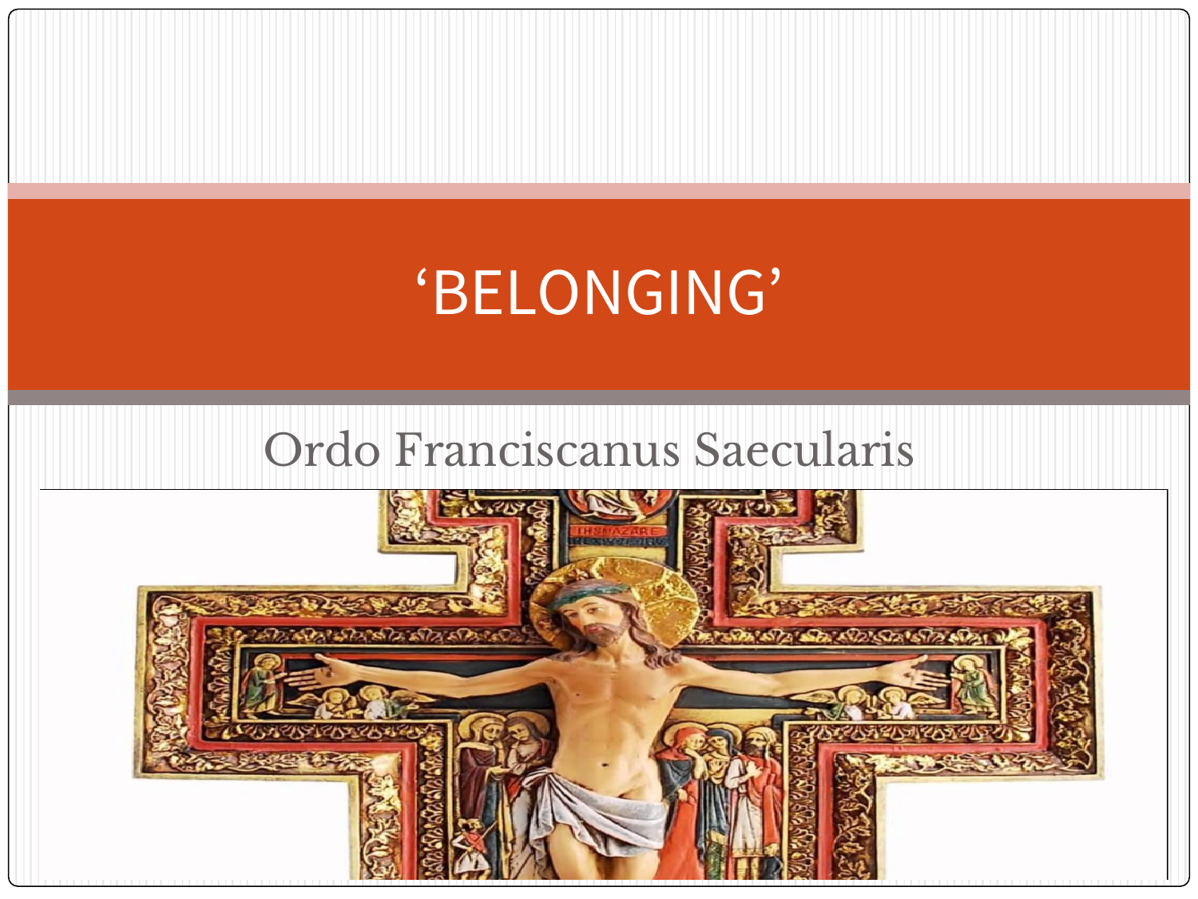# 'BELONGING'

Ordo Franciscanus Saecularis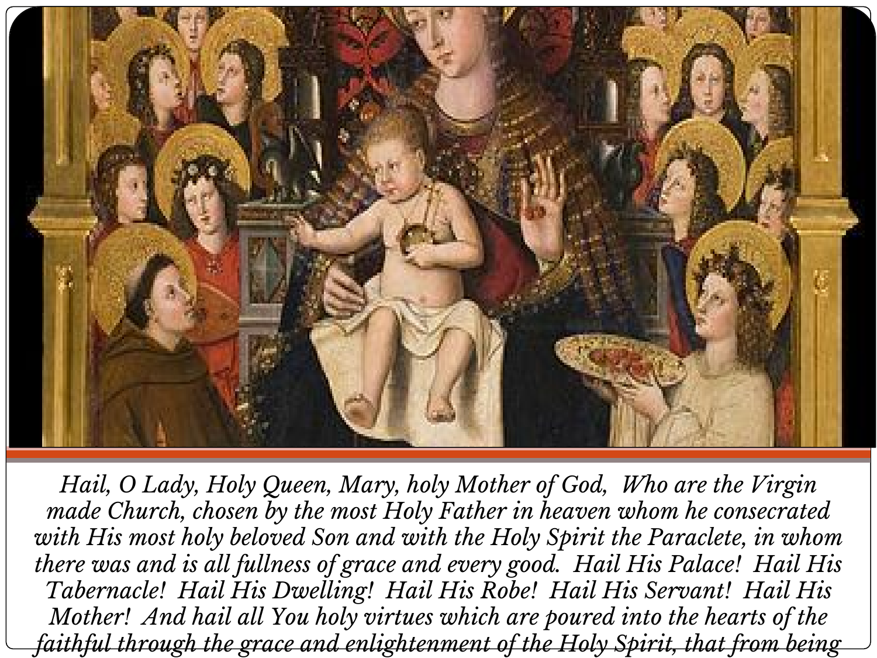*Hail, O Lady, Holy Queen, Mary, holy Mother of God, Who are the Virgin made Church, chosen by the most Holy Father in heaven whom he consecrated with His most holy beloved Son and with the Holy Spirit the Paraclete, in whom there was and is all fullness of grace and every good. Hail His Palace! Hail His Tabernacle! Hail His Dwelling! Hail His Robe! Hail His Servant! Hail His Mother! And hail all You holy virtues which are poured into the hearts of the faithful through the grace and enlightenment of the Holy Spirit, that from being*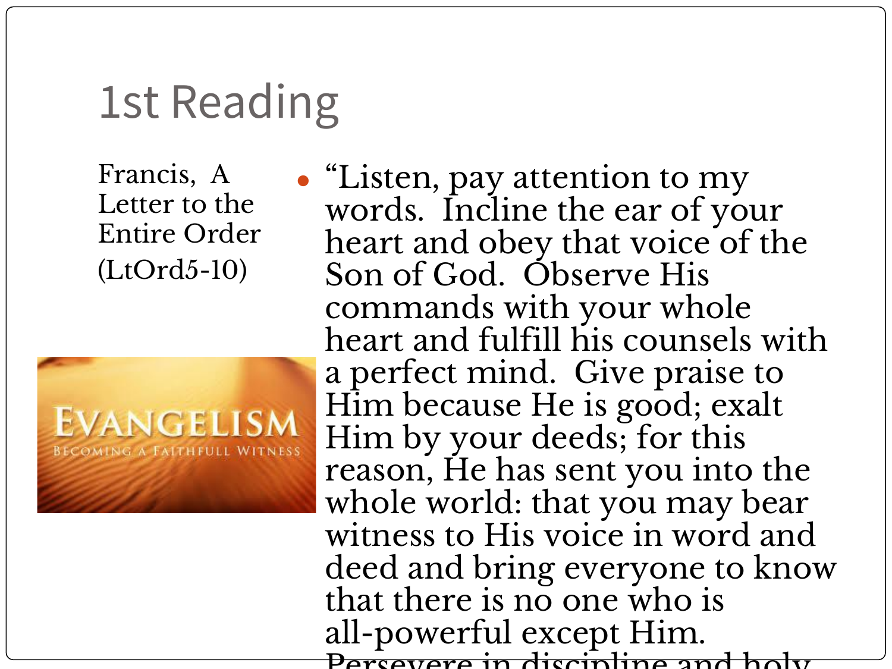# 1st Reading

Francis, A Letter to the Entire Order (LtOrd5-10)

EVANGELISM

BECOMING A FAITHFULL WITNESS

- “Listen, pay attention to my words. Incline the ear of your heart and obey that voice of the Son of God. Observe His commands with your whole heart and fulfill his counsels with a perfect mind. Give praise to Him because He is good; exalt Him by your deeds; for this reason, He has sent you into the whole world: that you may bear witness to His voice in word and deed and bring everyone to know that there is no one who is all-powerful except Him. Persevere in discipline and holy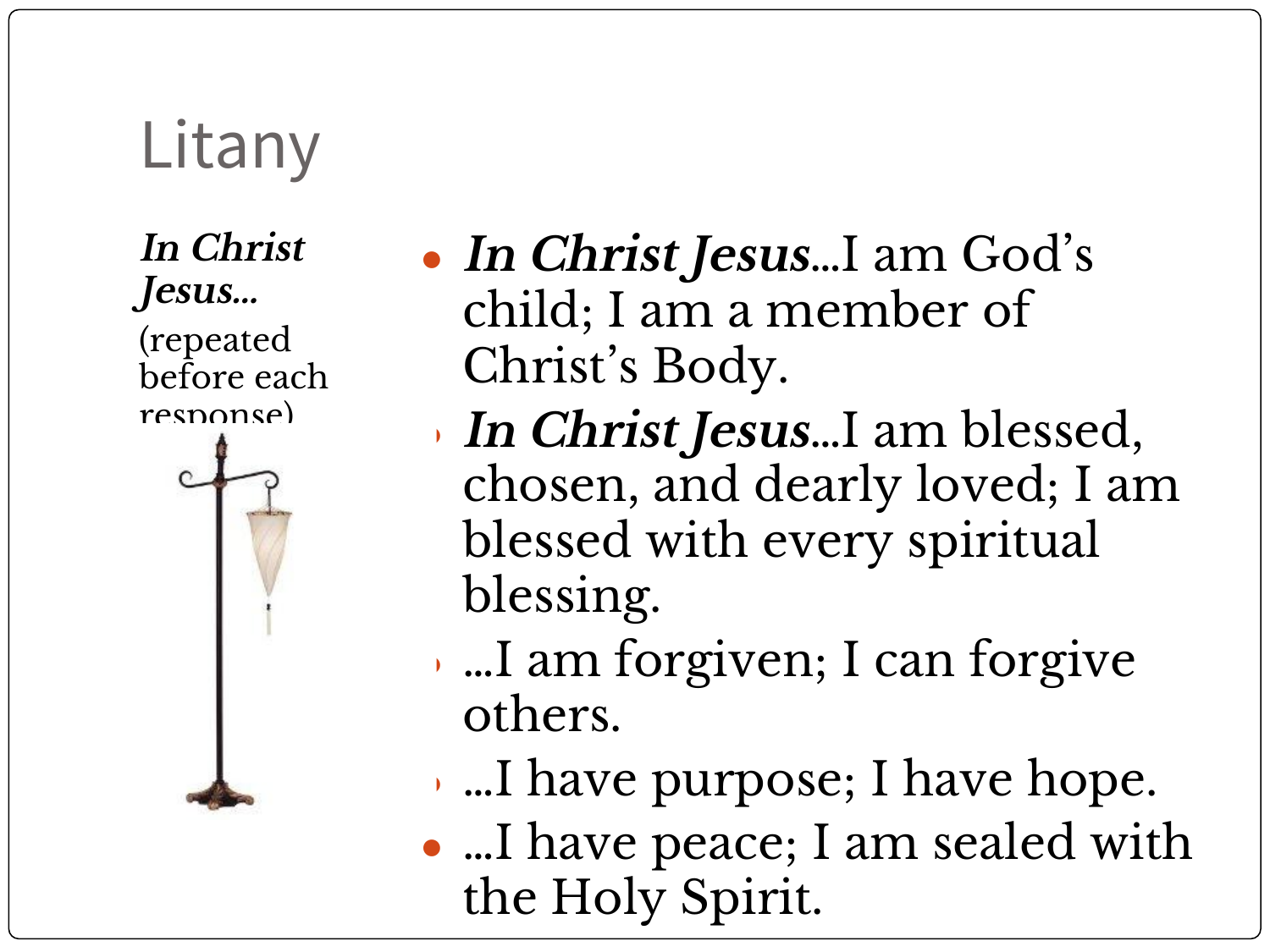# Litany

***In Christ Jesus…***
(repeated before each response)

- ***In Christ Jesus…*** I am God's child; I am a member of Christ's Body.
  - ***In Christ Jesus…*** I am blessed, chosen, and dearly loved; I am blessed with every spiritual blessing.
  - …I am forgiven; I can forgive others.
  - …I have purpose; I have hope.
- …I have peace; I am sealed with the Holy Spirit.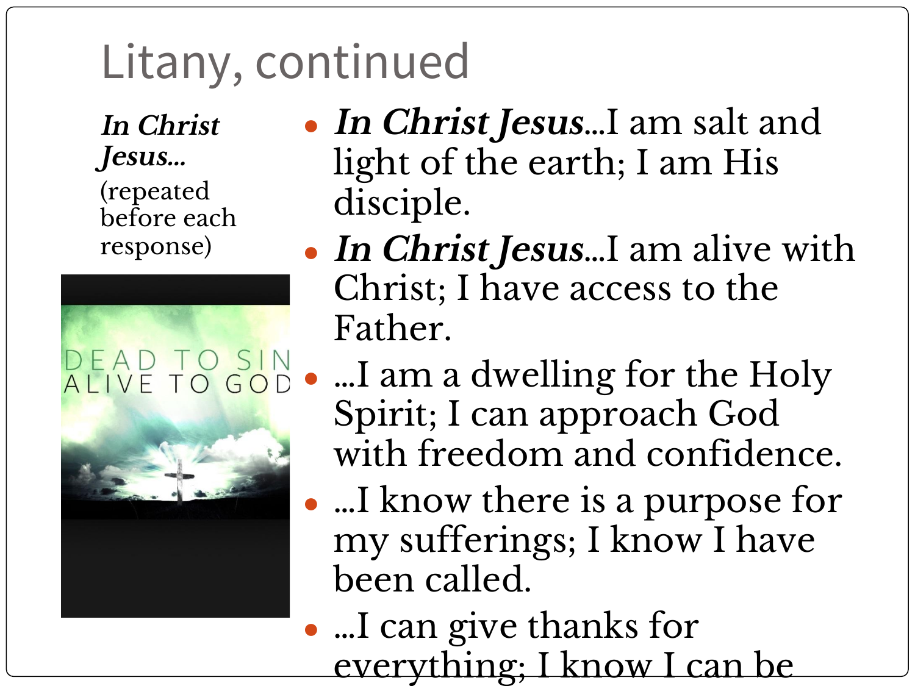# Litany, continued

***In Christ Jesus...*** (repeated before each response)

- ***In Christ Jesus...*** I am salt and light of the earth; I am His disciple.
- ***In Christ Jesus...*** I am alive with Christ; I have access to the Father.
- ...I am a dwelling for the Holy Spirit; I can approach God with freedom and confidence.
- ...I know there is a purpose for my sufferings; I know I have been called.
- ...I can give thanks for everything; I know I can be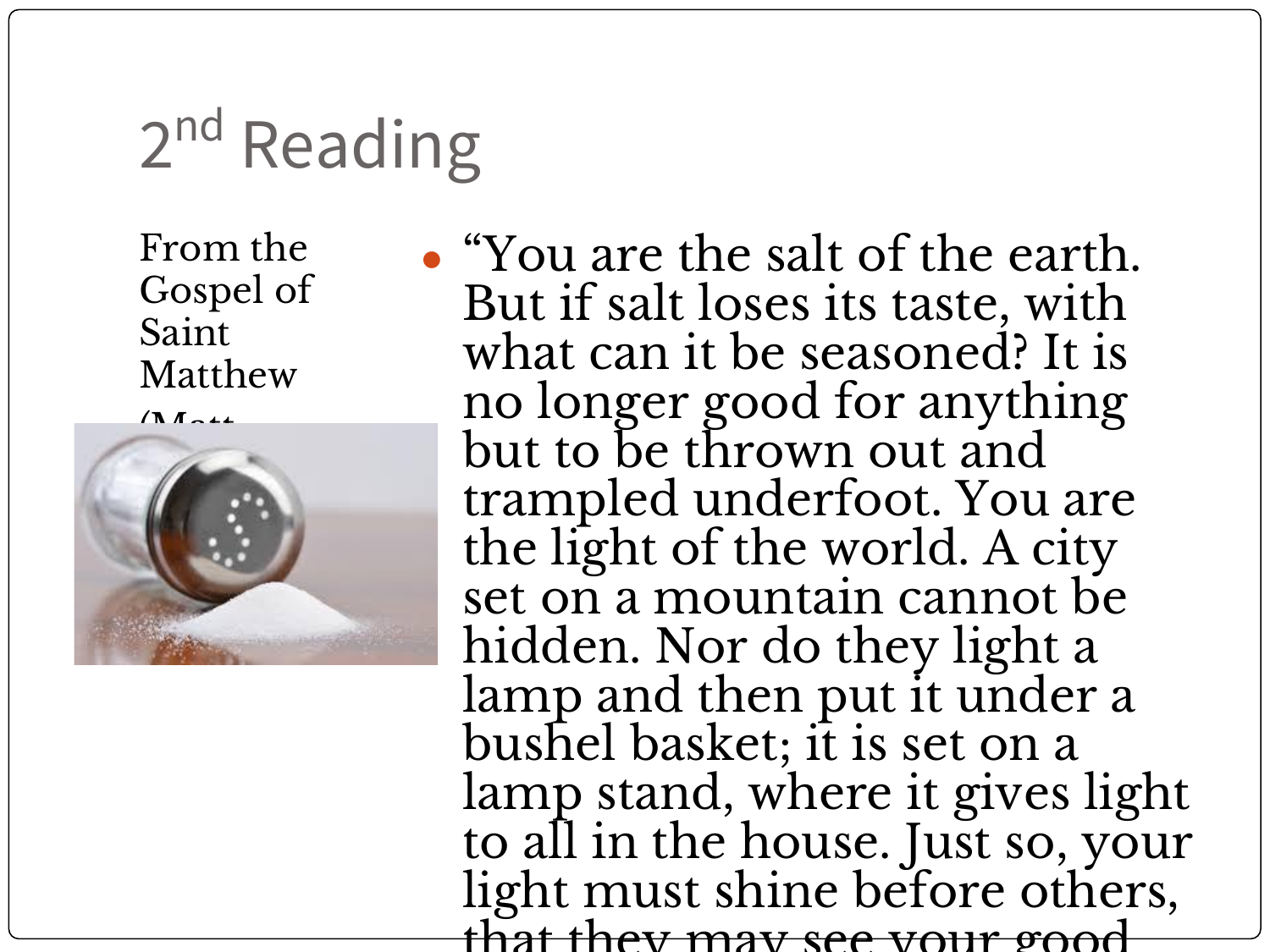# 2nd Reading

From the Gospel of Saint Matthew (Matt

- "You are the salt of the earth. But if salt loses its taste, with what can it be seasoned? It is no longer good for anything but to be thrown out and trampled underfoot. You are the light of the world. A city set on a mountain cannot be hidden. Nor do they light a lamp and then put it under a bushel basket; it is set on a lamp stand, where it gives light to all in the house. Just so, your light must shine before others, that they may see your good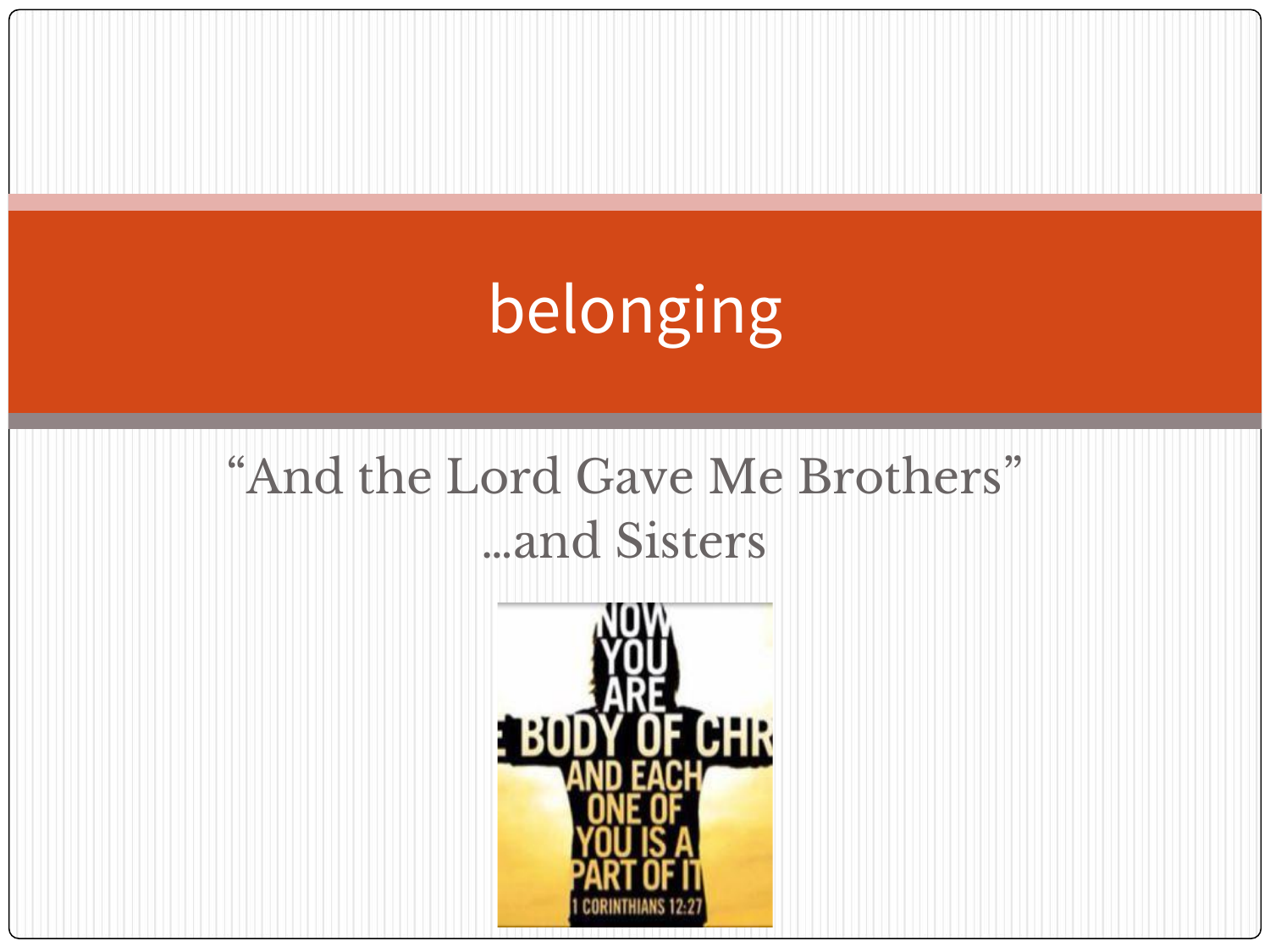# belonging

"And the Lord Gave Me Brothers"
...and Sisters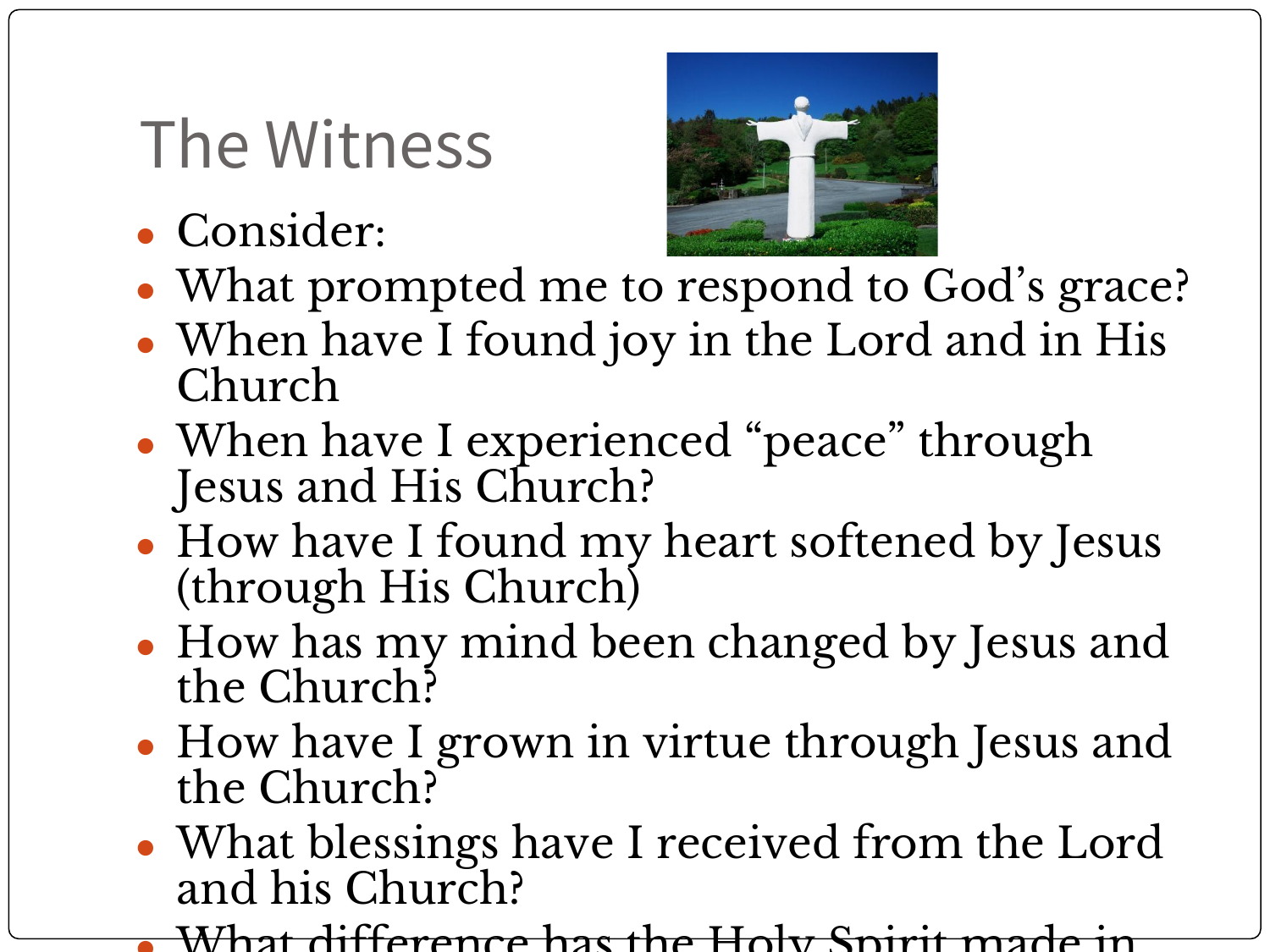# The Witness

- Consider:
- What prompted me to respond to God's grace?
- When have I found joy in the Lord and in His Church
- When have I experienced "peace" through Jesus and His Church?
- How have I found my heart softened by Jesus (through His Church)
- How has my mind been changed by Jesus and the Church?
- How have I grown in virtue through Jesus and the Church?
- What blessings have I received from the Lord and his Church?
- What difference has the Holy Spirit made in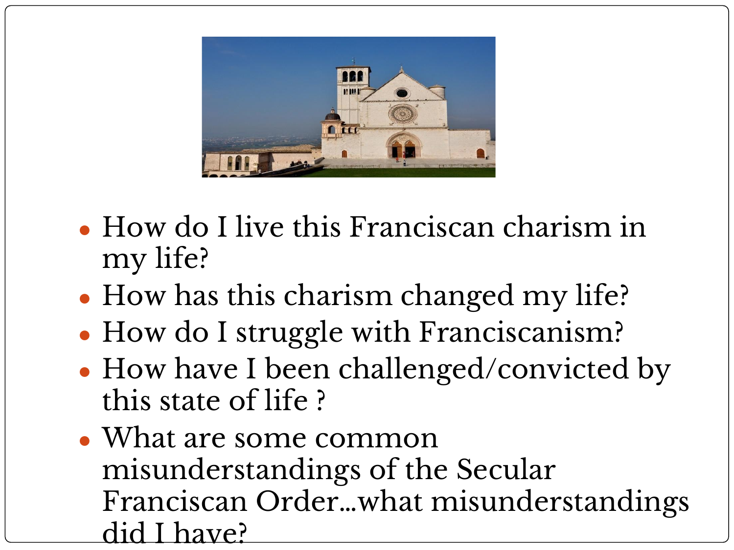- How do I live this Franciscan charism in my life?
- How has this charism changed my life?
- How do I struggle with Franciscanism?
- How have I been challenged/convicted by this state of life ?
- What are some common misunderstandings of the Secular Franciscan Order…what misunderstandings did I have?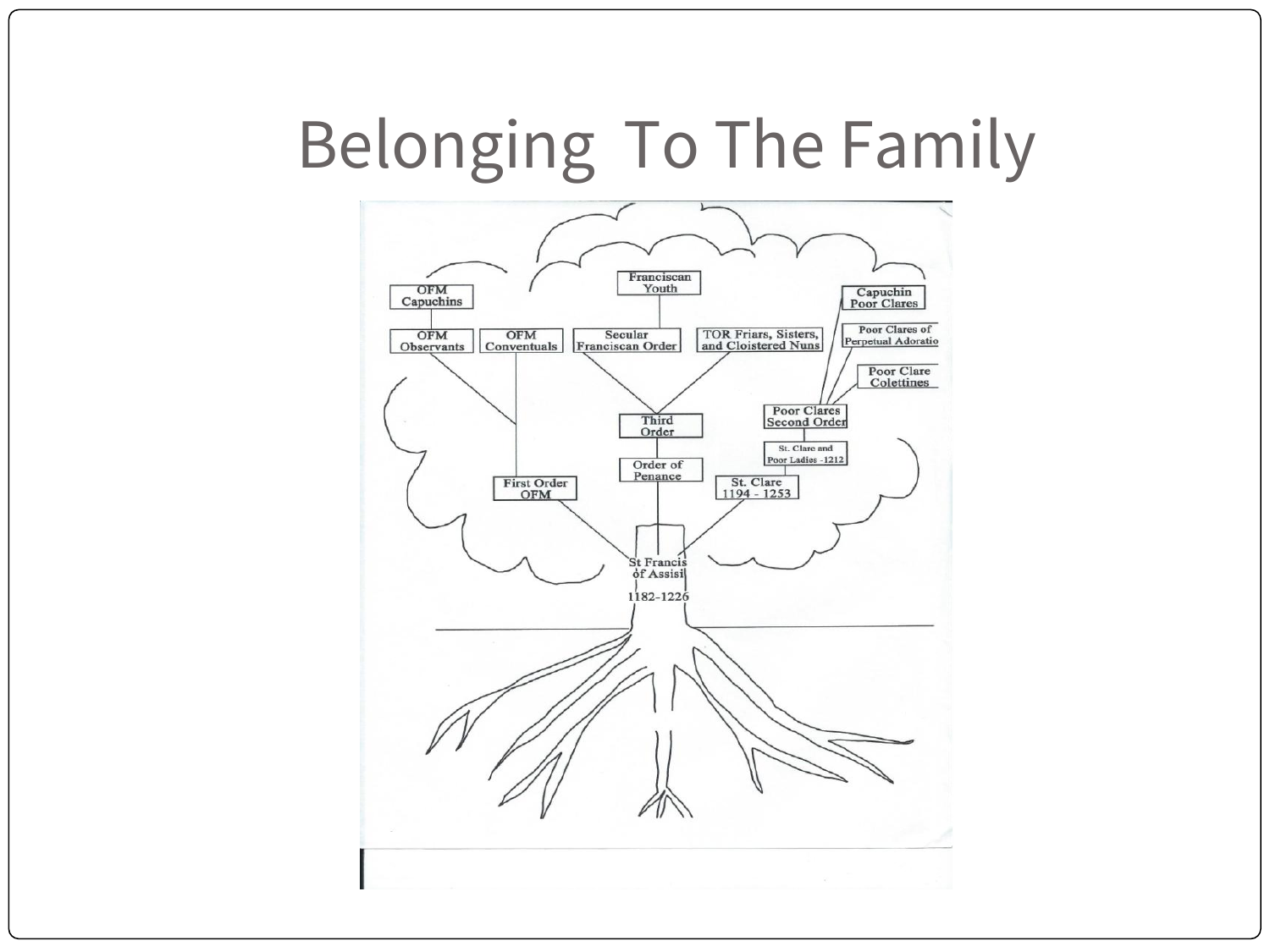# Belonging To The Family

Franciscan Youth

OFM Capuchins

OFM Observants

OFM Conventuals

Secular Franciscan Order

TOR Friars, Sisters, and Cloistered Nuns

Capuchin Poor Clares

Poor Clares of Perpetual Adoratio

Poor Clare Colettines

Poor Clares Second Order

Third Order

St. Clare and Poor Ladies -1212

Order of Penance

First Order OFM

St. Clare 1194 - 1253

St Francis of Assisi

1182-1226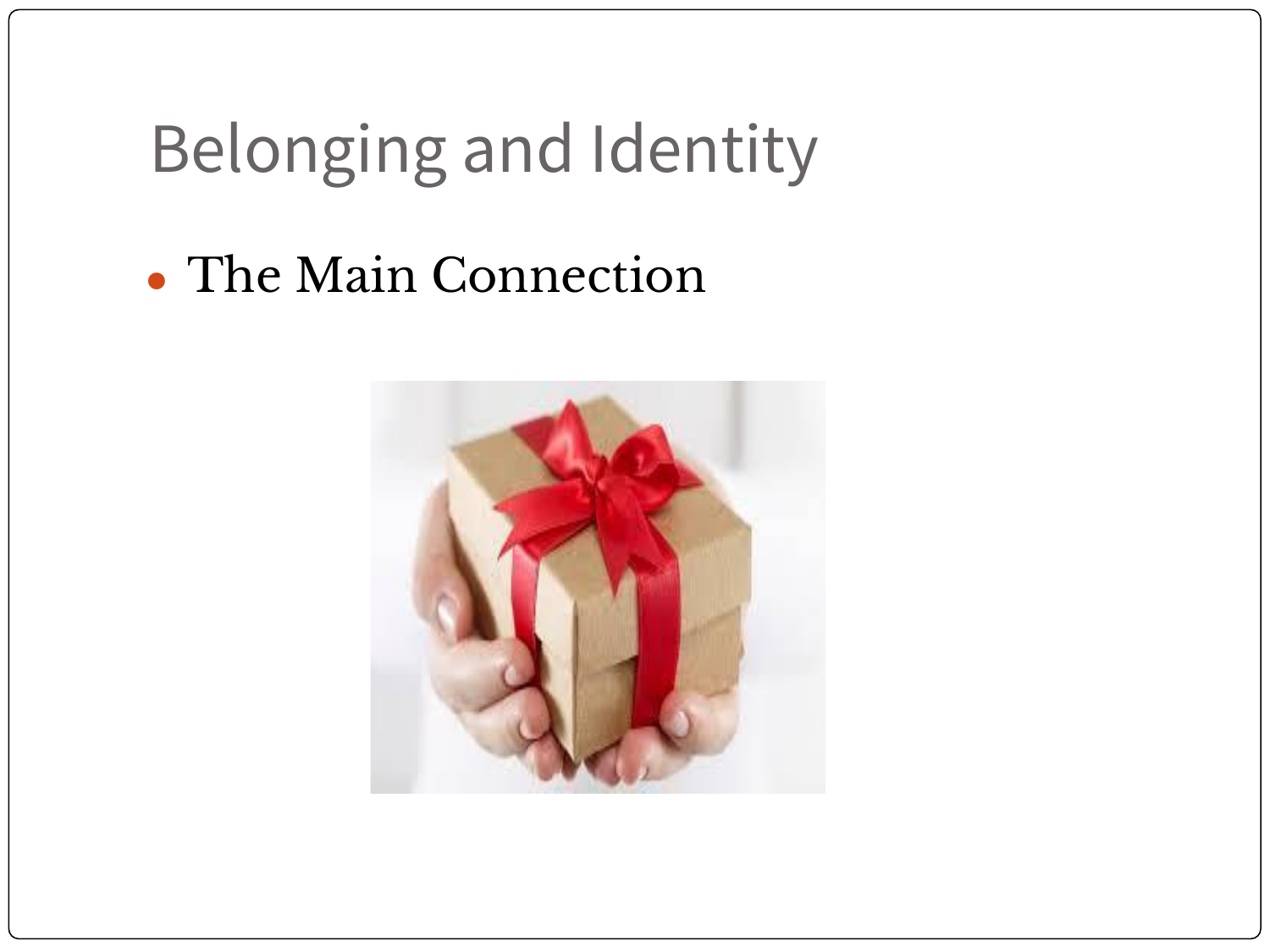# Belonging and Identity

- The Main Connection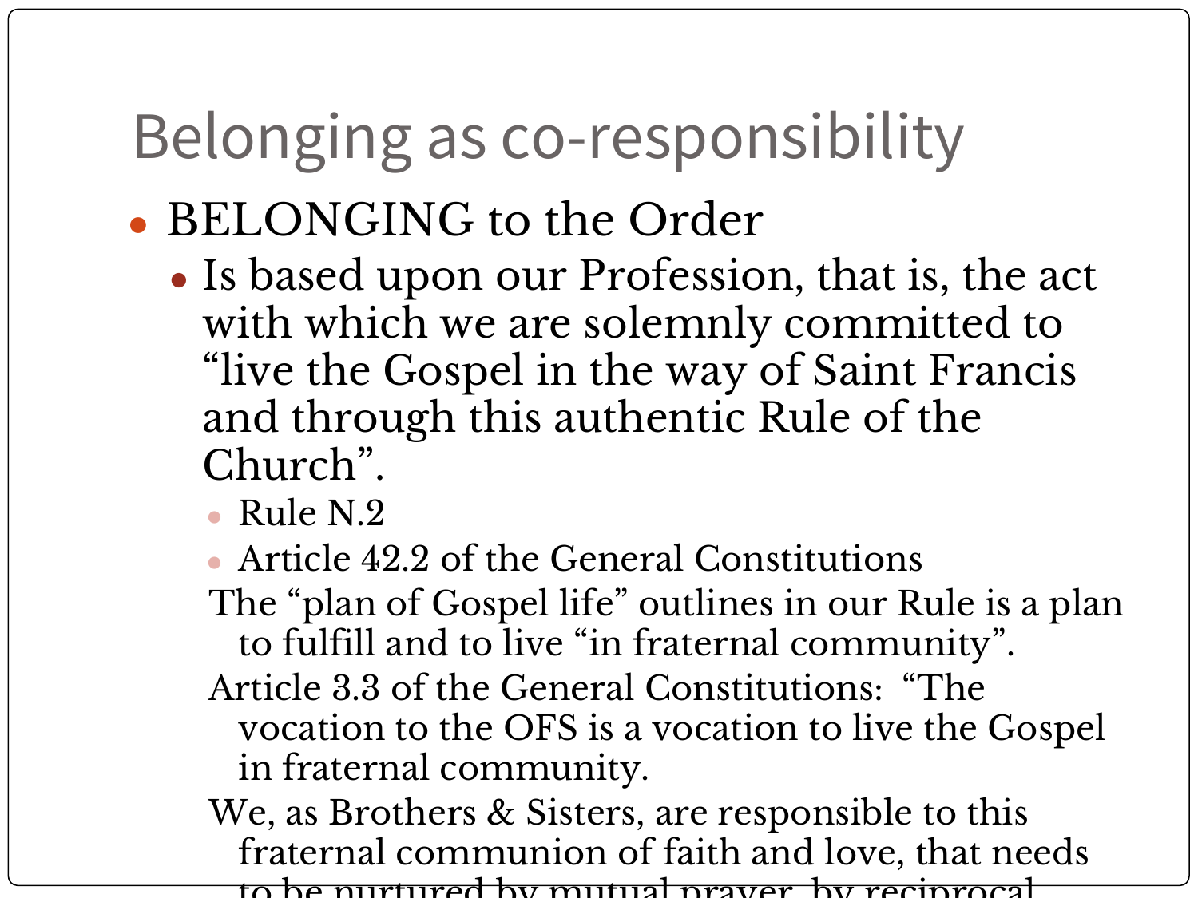# Belonging as co-responsibility

- BELONGING to the Order
  - Is based upon our Profession, that is, the act with which we are solemnly committed to "live the Gospel in the way of Saint Francis and through this authentic Rule of the Church".
    - Rule N.2
    - Article 42.2 of the General Constitutions

  The "plan of Gospel life" outlines in our Rule is a plan to fulfill and to live "in fraternal community".

  Article 3.3 of the General Constitutions: "The vocation to the OFS is a vocation to live the Gospel in fraternal community.

  We, as Brothers & Sisters, are responsible to this fraternal communion of faith and love, that needs to be nurtured by mutual prayer, by reciprocal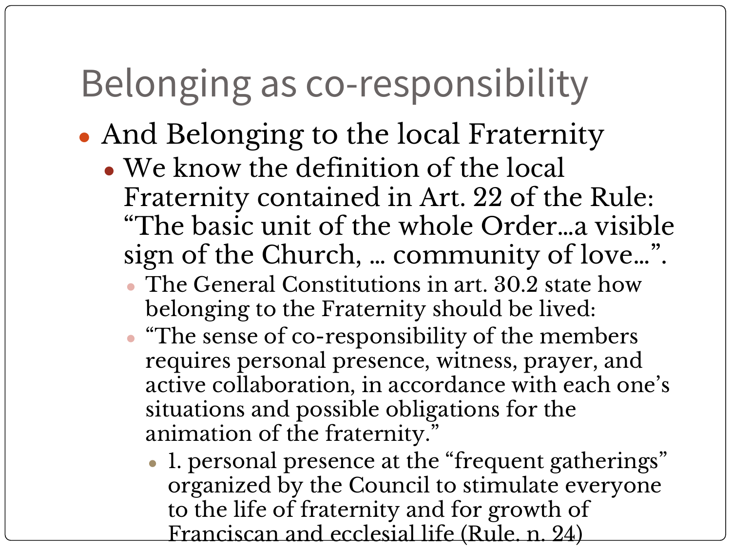# Belonging as co-responsibility

- And Belonging to the local Fraternity
  - We know the definition of the local Fraternity contained in Art. 22 of the Rule: "The basic unit of the whole Order…a visible sign of the Church, … community of love…".
    - The General Constitutions in art. 30.2 state how belonging to the Fraternity should be lived:
    - "The sense of co-responsibility of the members requires personal presence, witness, prayer, and active collaboration, in accordance with each one's situations and possible obligations for the animation of the fraternity."
      - 1. personal presence at the "frequent gatherings" organized by the Council to stimulate everyone to the life of fraternity and for growth of Franciscan and ecclesial life (Rule. n. 24)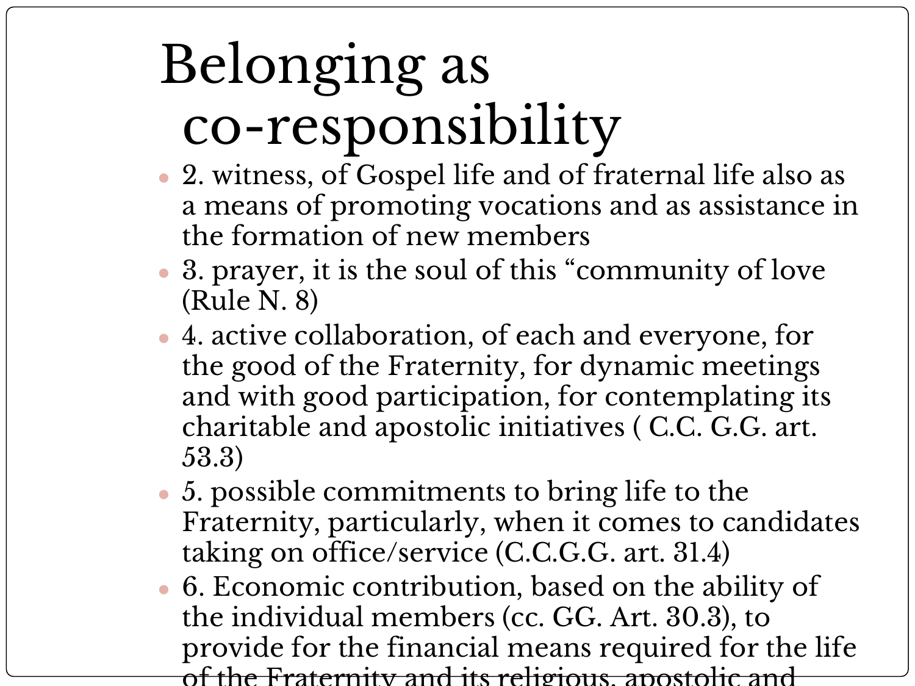# Belonging as co-responsibility

- 2. witness, of Gospel life and of fraternal life also as a means of promoting vocations and as assistance in the formation of new members
- 3. prayer, it is the soul of this “community of love (Rule N. 8)
- 4. active collaboration, of each and everyone, for the good of the Fraternity, for dynamic meetings and with good participation, for contemplating its charitable and apostolic initiatives ( C.C. G.G. art. 53.3)
- 5. possible commitments to bring life to the Fraternity, particularly, when it comes to candidates taking on office/service (C.C.G.G. art. 31.4)
- 6. Economic contribution, based on the ability of the individual members (cc. GG. Art. 30.3), to provide for the financial means required for the life of the Fraternity and its religious, apostolic and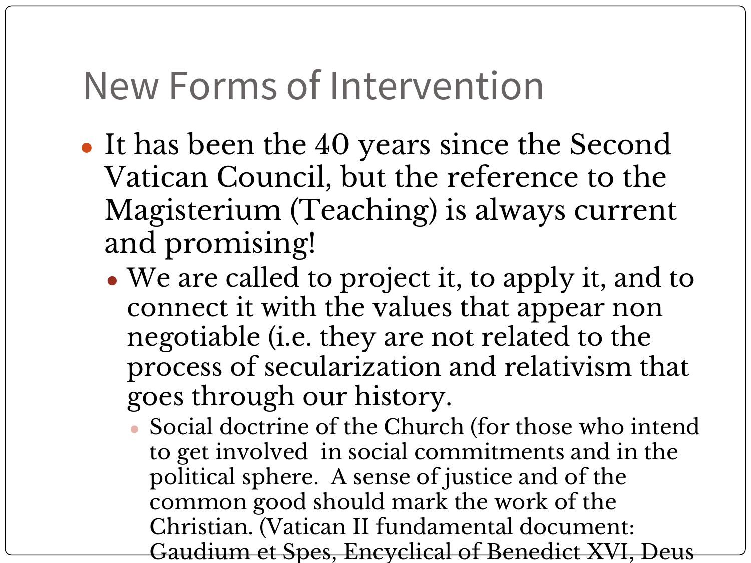# New Forms of Intervention

- It has been the 40 years since the Second Vatican Council, but the reference to the Magisterium (Teaching) is always current and promising!
  - We are called to project it, to apply it, and to connect it with the values that appear non negotiable (i.e. they are not related to the process of secularization and relativism that goes through our history.
    - Social doctrine of the Church (for those who intend to get involved in social commitments and in the political sphere. A sense of justice and of the common good should mark the work of the Christian. (Vatican II fundamental document: Gaudium et Spes, Encyclical of Benedict XVI, Deus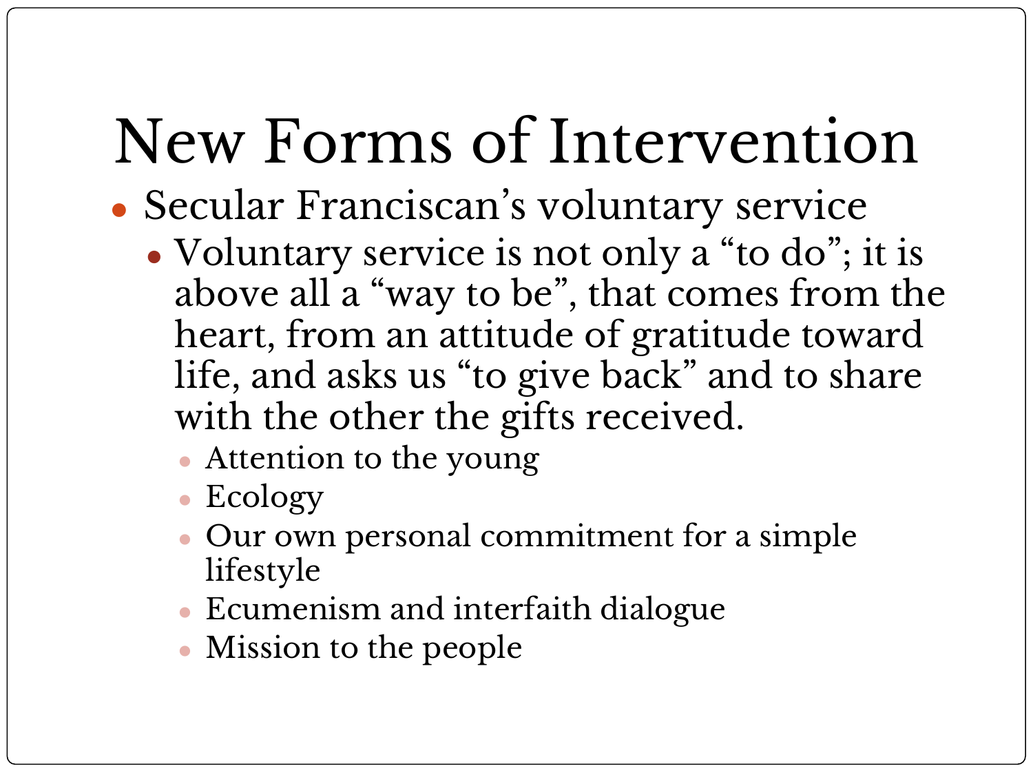# New Forms of Intervention

- Secular Franciscan's voluntary service
  - Voluntary service is not only a "to do"; it is above all a "way to be", that comes from the heart, from an attitude of gratitude toward life, and asks us "to give back" and to share with the other the gifts received.
    - Attention to the young
    - Ecology
    - Our own personal commitment for a simple lifestyle
    - Ecumenism and interfaith dialogue
    - Mission to the people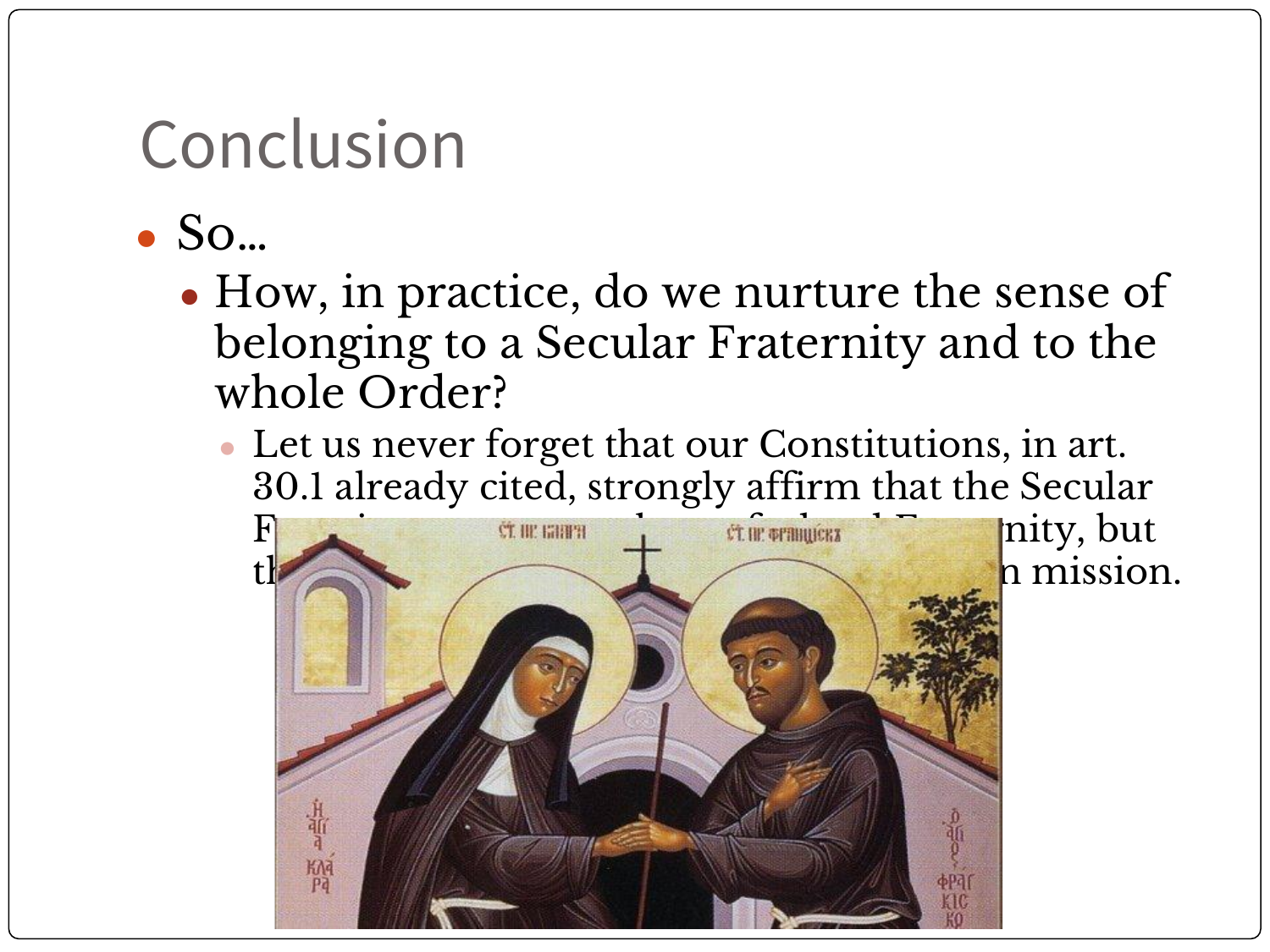# Conclusion

- So…
  - How, in practice, do we nurture the sense of belonging to a Secular Fraternity and to the whole Order?
    - Let us never forget that our Constitutions, in art. 30.1 already cited, strongly affirm that the Secular F… …nity, but th… …n mission.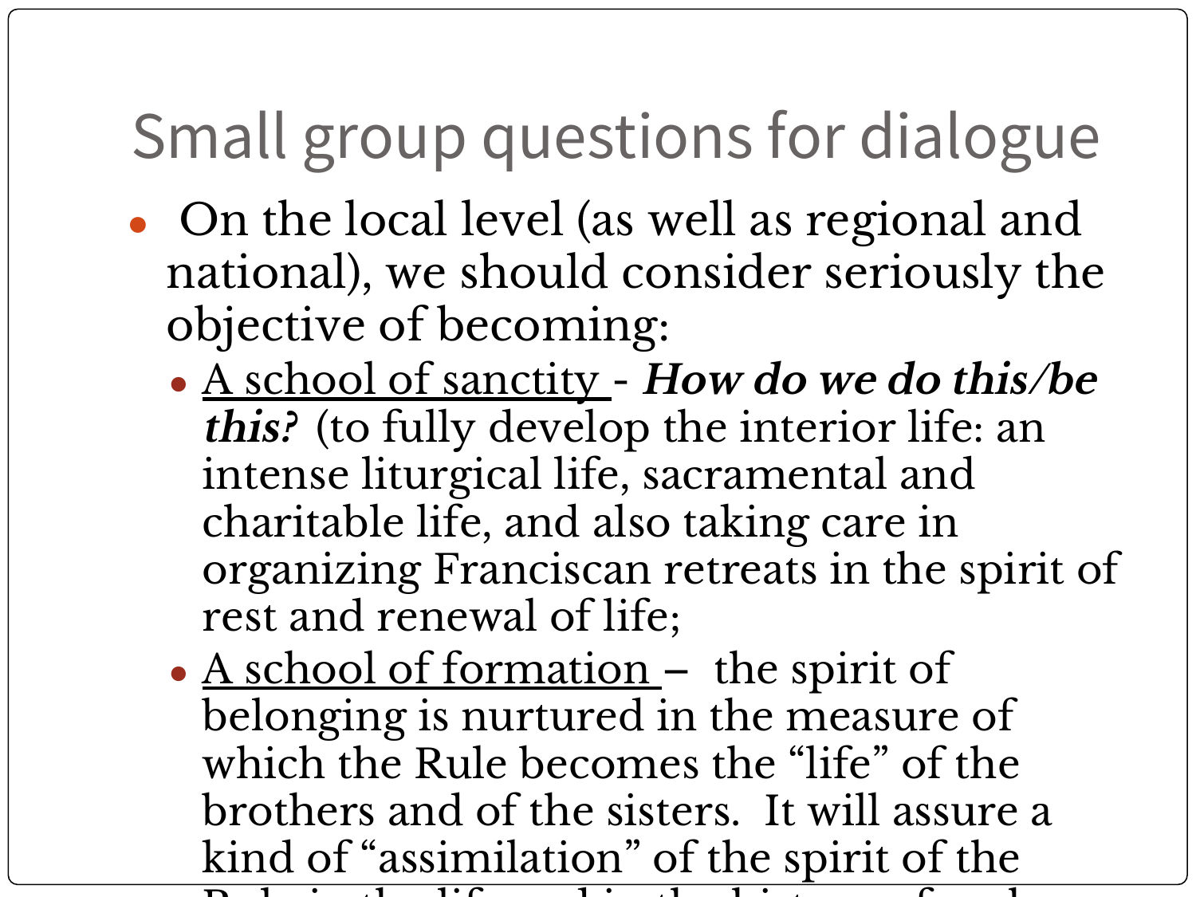# Small group questions for dialogue

- On the local level (as well as regional and national), we should consider seriously the objective of becoming:
  - A school of sanctity - ***How do we do this/be this?*** (to fully develop the interior life: an intense liturgical life, sacramental and charitable life, and also taking care in organizing Franciscan retreats in the spirit of rest and renewal of life;
  - A school of formation – the spirit of belonging is nurtured in the measure of which the Rule becomes the "life" of the brothers and of the sisters. It will assure a kind of "assimilation" of the spirit of the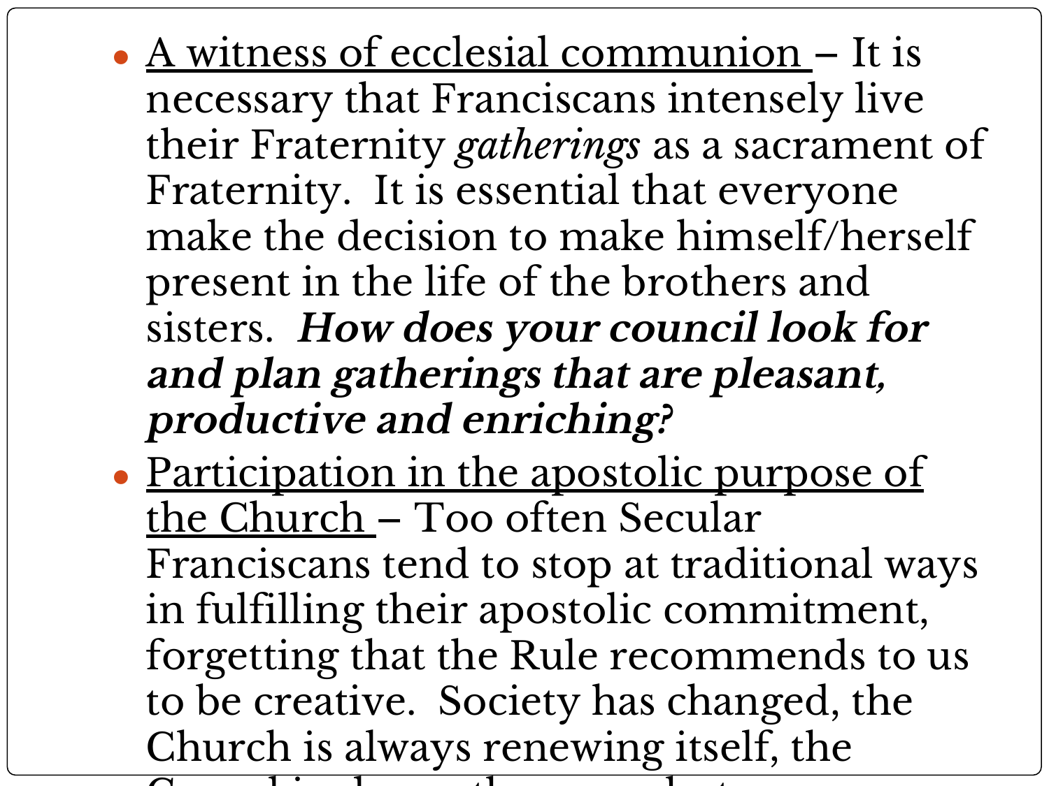- <u>A witness of ecclesial communion</u> – It is necessary that Franciscans intensely live their Fraternity *gatherings* as a sacrament of Fraternity. It is essential that everyone make the decision to make himself/herself present in the life of the brothers and sisters. ***How does your council look for and plan gatherings that are pleasant, productive and enriching?***
- <u>Participation in the apostolic purpose of the Church</u> – Too often Secular Franciscans tend to stop at traditional ways in fulfilling their apostolic commitment, forgetting that the Rule recommends to us to be creative. Society has changed, the Church is always renewing itself, the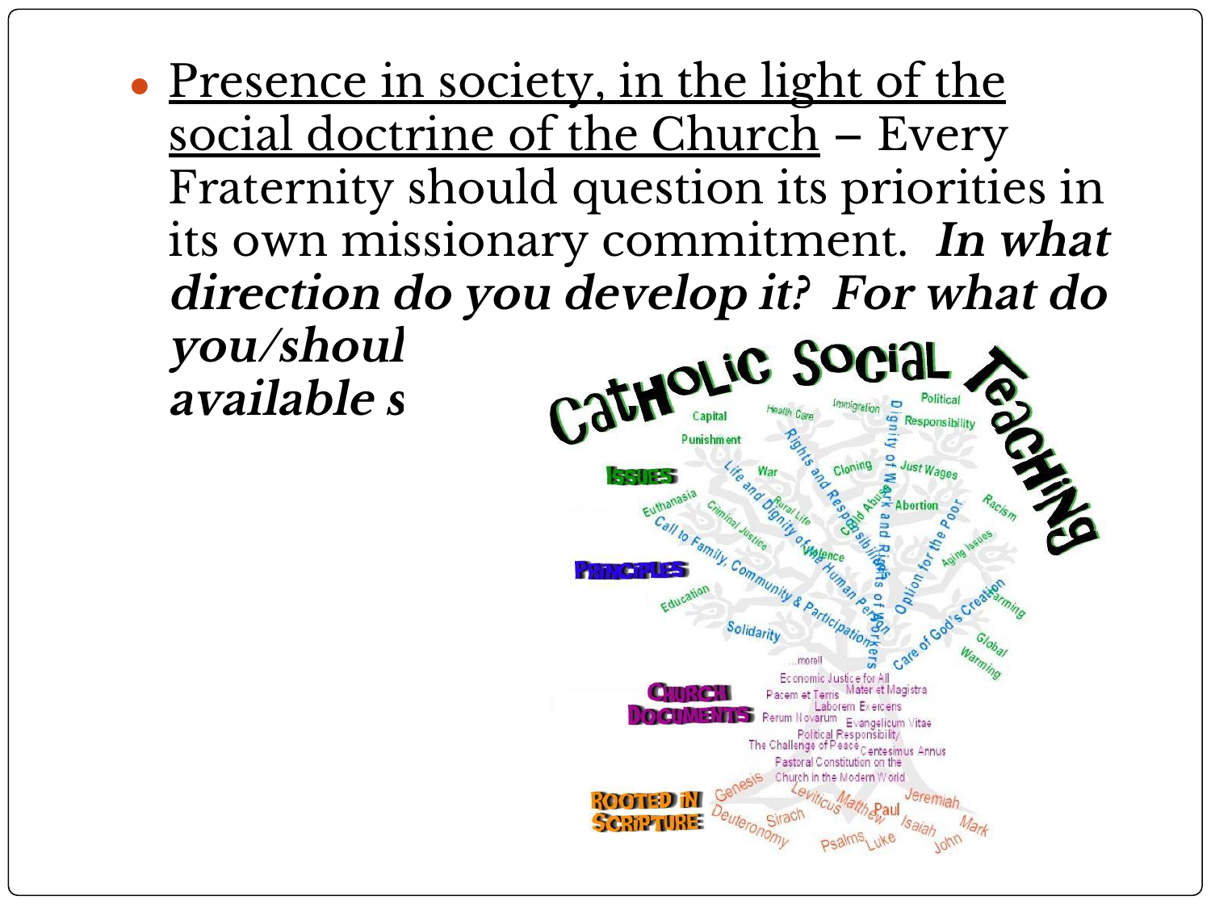- <u>Presence in society, in the light of the social doctrine of the Church</u> – Every Fraternity should question its priorities in its own missionary commitment. ***In what direction do you develop it? For what do you/shoul available s***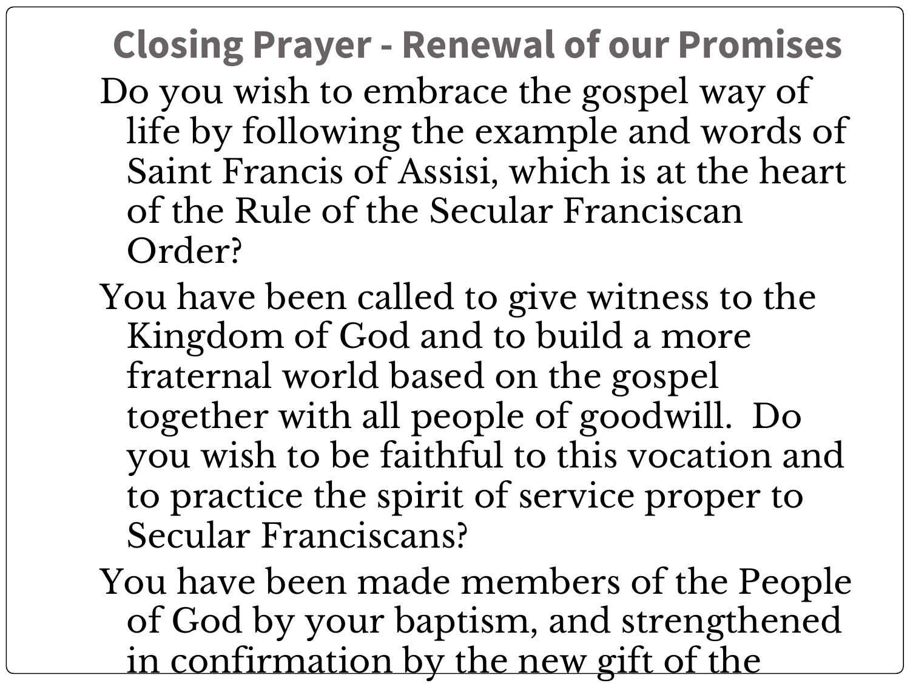## Closing Prayer - Renewal of our Promises

Do you wish to embrace the gospel way of life by following the example and words of Saint Francis of Assisi, which is at the heart of the Rule of the Secular Franciscan Order?

You have been called to give witness to the Kingdom of God and to build a more fraternal world based on the gospel together with all people of goodwill. Do you wish to be faithful to this vocation and to practice the spirit of service proper to Secular Franciscans?

You have been made members of the People of God by your baptism, and strengthened in confirmation by the new gift of the